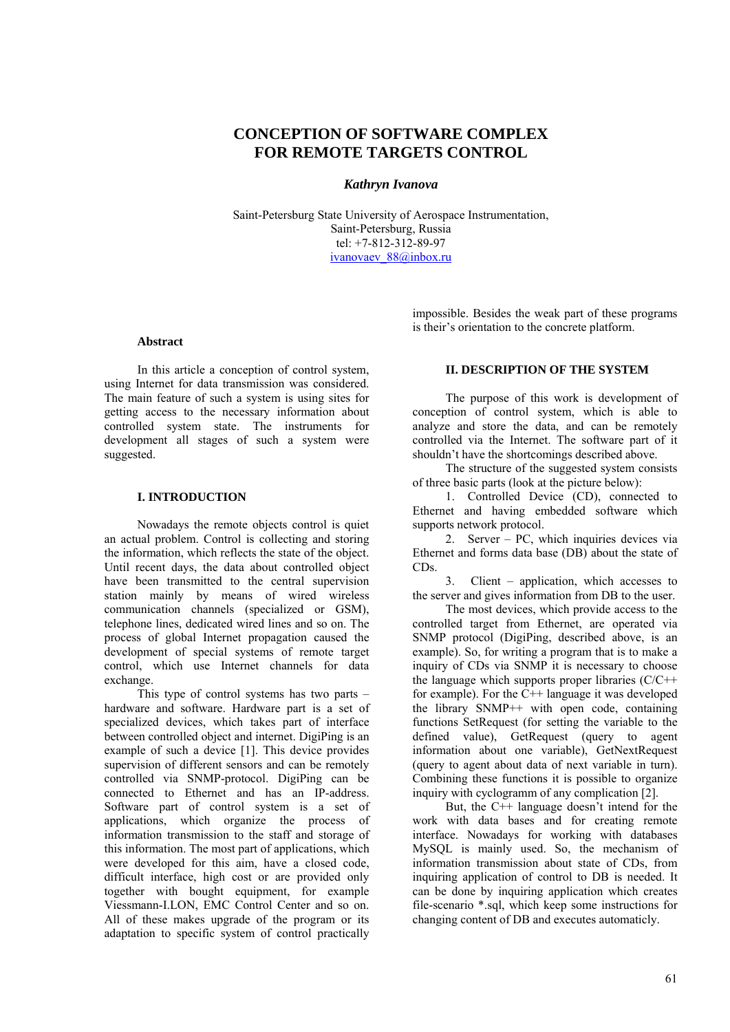# CONCEPTION OF SOFTWARE COMPLEX FOR REMOTE TARGETS CONTROL

***Kathryn Ivanova***

Saint-Petersburg State University of Aerospace Instrumentation,
Saint-Petersburg, Russia
tel: +7-812-312-89-97
ivanovaev_88@inbox.ru

### Abstract

In this article a conception of control system, using Internet for data transmission was considered. The main feature of such a system is using sites for getting access to the necessary information about controlled system state. The instruments for development all stages of such a system were suggested.

## I. INTRODUCTION

Nowadays the remote objects control is quiet an actual problem. Control is collecting and storing the information, which reflects the state of the object. Until recent days, the data about controlled object have been transmitted to the central supervision station mainly by means of wired wireless communication channels (specialized or GSM), telephone lines, dedicated wired lines and so on. The process of global Internet propagation caused the development of special systems of remote target control, which use Internet channels for data exchange.

This type of control systems has two parts – hardware and software. Hardware part is a set of specialized devices, which takes part of interface between controlled object and internet. DigiPing is an example of such a device [1]. This device provides supervision of different sensors and can be remotely controlled via SNMP-protocol. DigiPing can be connected to Ethernet and has an IP-address. Software part of control system is a set of applications, which organize the process of information transmission to the staff and storage of this information. The most part of applications, which were developed for this aim, have a closed code, difficult interface, high cost or are provided only together with bought equipment, for example Viessmann-I.LON, EMC Control Center and so on. All of these makes upgrade of the program or its adaptation to specific system of control practically impossible. Besides the weak part of these programs is their's orientation to the concrete platform.

## II. DESCRIPTION OF THE SYSTEM

The purpose of this work is development of conception of control system, which is able to analyze and store the data, and can be remotely controlled via the Internet. The software part of it shouldn't have the shortcomings described above.

The structure of the suggested system consists of three basic parts (look at the picture below):

1. Controlled Device (CD), connected to Ethernet and having embedded software which supports network protocol.
2. Server – PC, which inquiries devices via Ethernet and forms data base (DB) about the state of CDs.
3. Client – application, which accesses to the server and gives information from DB to the user.

The most devices, which provide access to the controlled target from Ethernet, are operated via SNMP protocol (DigiPing, described above, is an example). So, for writing a program that is to make a inquiry of CDs via SNMP it is necessary to choose the language which supports proper libraries (C/C++ for example). For the C++ language it was developed the library SNMP++ with open code, containing functions SetRequest (for setting the variable to the defined value), GetRequest (query to agent information about one variable), GetNextRequest (query to agent about data of next variable in turn). Combining these functions it is possible to organize inquiry with cyclogramm of any complication [2].

But, the C++ language doesn't intend for the work with data bases and for creating remote interface. Nowadays for working with databases MySQL is mainly used. So, the mechanism of information transmission about state of CDs, from inquiring application of control to DB is needed. It can be done by inquiring application which creates file-scenario *.sql, which keep some instructions for changing content of DB and executes automaticly.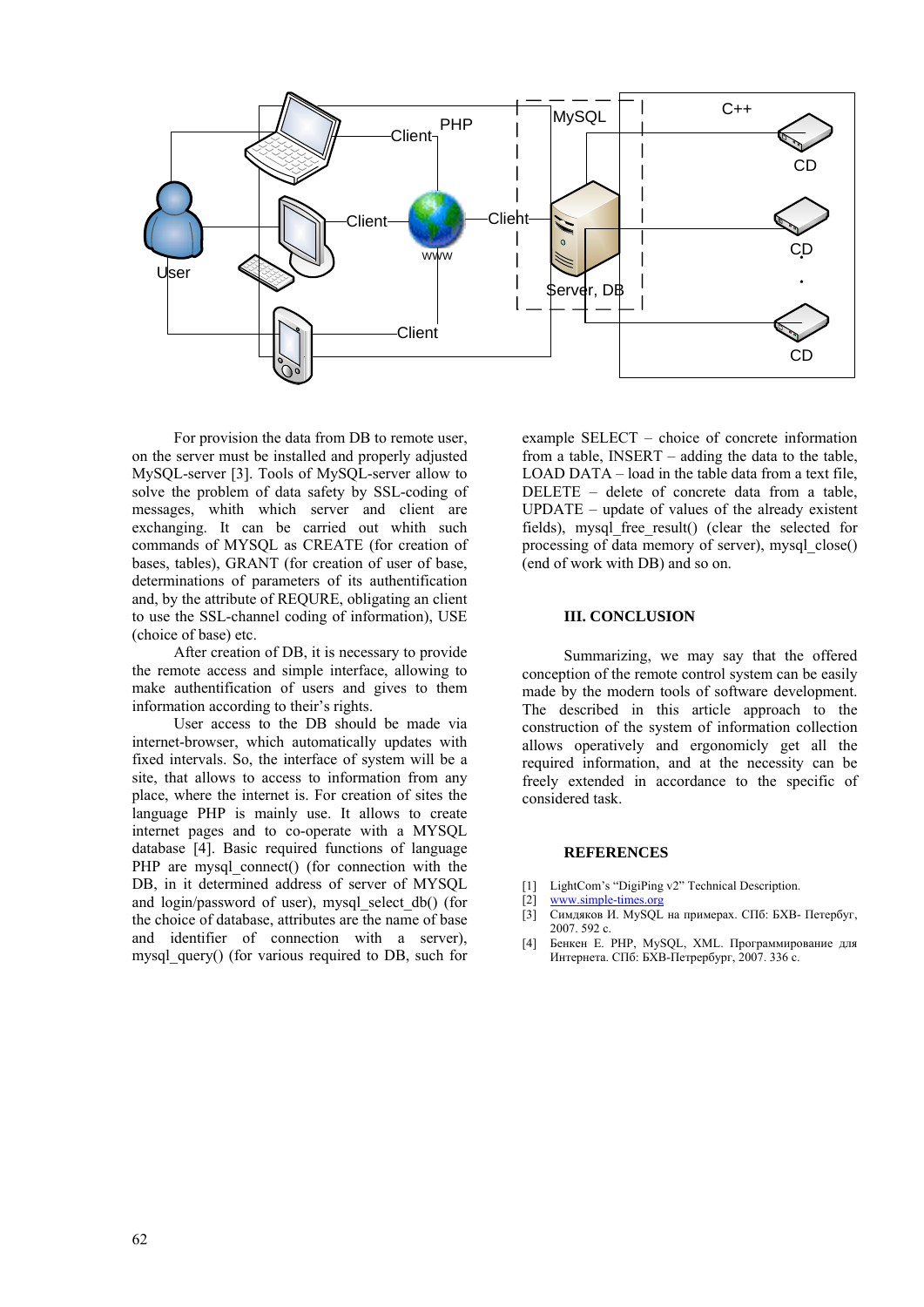Client
PHP
MySQL
C++
CD
Client
www
Client
CD
User
Server, DB
Client
CD

For provision the data from DB to remote user, on the server must be installed and properly adjusted MySQL-server [3]. Tools of MySQL-server allow to solve the problem of data safety by SSL-coding of messages, whith which server and client are exchanging. It can be carried out whith such commands of MYSQL as CREATE (for creation of bases, tables), GRANT (for creation of user of base, determinations of parameters of its authentification and, by the attribute of REQURE, obligating an client to use the SSL-channel coding of information), USE (choice of base) etc.

After creation of DB, it is necessary to provide the remote access and simple interface, allowing to make authentification of users and gives to them information according to their's rights.

User access to the DB should be made via internet-browser, which automatically updates with fixed intervals. So, the interface of system will be a site, that allows to access to information from any place, where the internet is. For creation of sites the language PHP is mainly use. It allows to create internet pages and to co-operate with a MYSQL database [4]. Basic required functions of language PHP are mysql_connect() (for connection with the DB, in it determined address of server of MYSQL and login/password of user), mysql_select_db() (for the choice of database, attributes are the name of base and identifier of connection with a server), mysql_query() (for various required to DB, such for example SELECT – choice of concrete information from a table, INSERT – adding the data to the table, LOAD DATA – load in the table data from a text file, DELETE – delete of concrete data from a table, UPDATE – update of values of the already existent fields), mysql_free_result() (clear the selected for processing of data memory of server), mysql_close() (end of work with DB) and so on.

## III. CONCLUSION

Summarizing, we may say that the offered conception of the remote control system can be easily made by the modern tools of software development. The described in this article approach to the construction of the system of information collection allows operatively and ergonomicly get all the required information, and at the necessity can be freely extended in accordance to the specific of considered task.

## REFERENCES

[1] LightCom's "DigiPing v2" Technical Description.
[2] www.simple-times.org
[3] Симдяков И. MySQL на примерах. СПб: БХВ- Петербуг, 2007. 592 с.
[4] Бенкен Е. PHP, MySQL, XML. Программирование для Интернета. СПб: БХВ-Петрербург, 2007. 336 с.